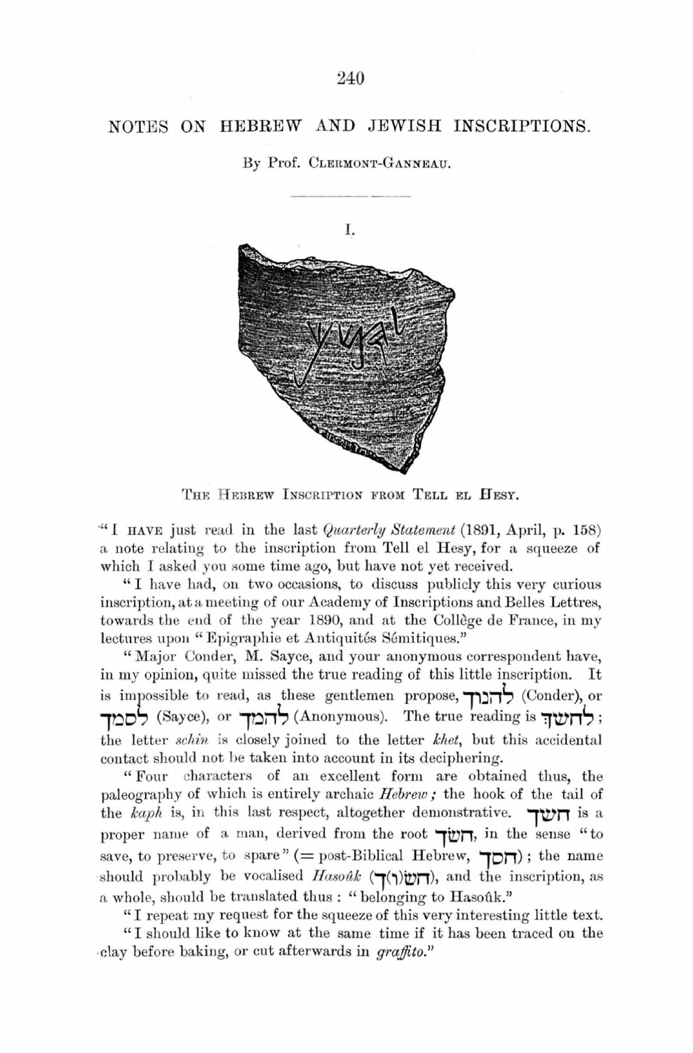# NOTES ON HEBREW AND JEWISH INSCRIPTIONS.

By Prof. CLERMONT-GANNEAU.

## I.

THE HEBREW INSCRIPTION FROM TELL EL HESY.

"I HAVE just read in the last *Quarterly Statement* (1891, April, p. 158) a note relating to the inscription from Tell el Hesy, for a squeeze of which I asked you some time ago, but have not yet received.

"I have had, on two occasions, to discuss publicly this very curious inscription, at a meeting of our Academy of Inscriptions and Belles Lettres, towards the end of the year 1890, and at the Collège de France, in my lectures upon "Epigraphie et Antiquités Sémitiques."

"Major Conder, M. Sayce, and your anonymous correspondent have, in my opinion, quite missed the true reading of this little inscription. It is impossible to read, as these gentlemen propose, לחנוך (Conder), or לסמך (Sayce), or לחמך (Anonymous). The true reading is לחשך; the letter *schin* is closely joined to the letter *khet*, but this accidental contact should not be taken into account in its deciphering.

"Four characters of an excellent form are obtained thus, the paleography of which is entirely archaic *Hebrew;* the hook of the tail of the *kaph* is, in this last respect, altogether demonstrative. חשך is a proper name of a man, derived from the root חשך, in the sense "to save, to preserve, to spare" (= post-Biblical Hebrew, חסך); the name should probably be vocalised *Hasoûk* (חש(ו)ך), and the inscription, as a whole, should be translated thus: "belonging to Hasoûk."

"I repeat my request for the squeeze of this very interesting little text.

"I should like to know at the same time if it has been traced on the clay before baking, or cut afterwards in *graffito*."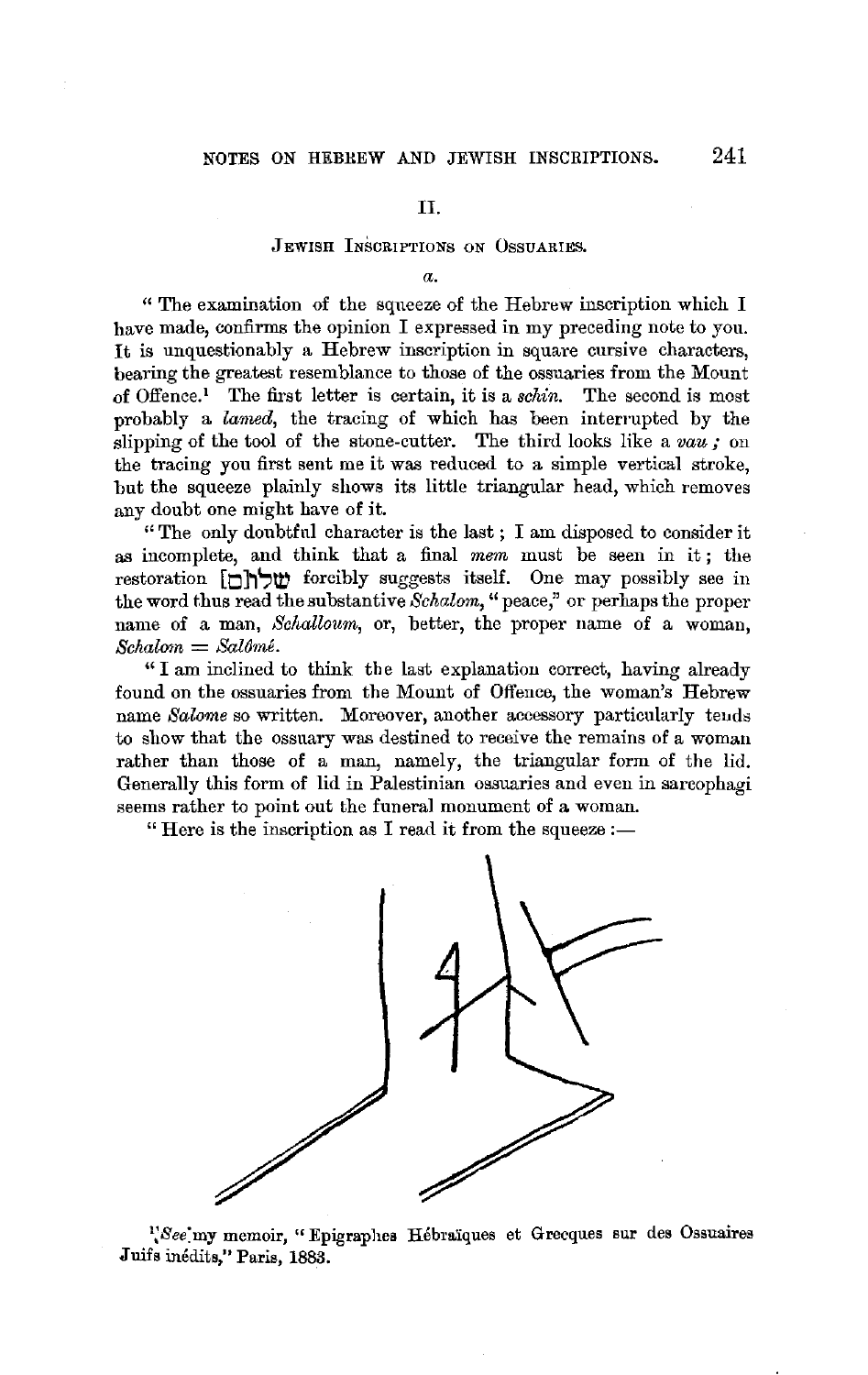## II.

### Jewish Inscriptions on Ossuaries.

*a.*

"The examination of the squeeze of the Hebrew inscription which I have made, confirms the opinion I expressed in my preceding note to you. It is unquestionably a Hebrew inscription in square cursive characters, bearing the greatest resemblance to those of the ossuaries from the Mount of Offence.[1] The first letter is certain, it is a *schin*. The second is most probably a *lamed*, the tracing of which has been interrupted by the slipping of the tool of the stone-cutter. The third looks like a *vau;* on the tracing you first sent me it was reduced to a simple vertical stroke, but the squeeze plainly shows its little triangular head, which removes any doubt one might have of it.

"The only doubtful character is the last; I am disposed to consider it as incomplete, and think that a final *mem* must be seen in it; the restoration [ם]שלו forcibly suggests itself. One may possibly see in the word thus read the substantive *Schalom*, "peace," or perhaps the proper name of a man, *Schalloum*, or, better, the proper name of a woman, *Schalom* = *Salômé*.

"I am inclined to think the last explanation correct, having already found on the ossuaries from the Mount of Offence, the woman's Hebrew name *Salome* so written. Moreover, another accessory particularly tends to show that the ossuary was destined to receive the remains of a woman rather than those of a man, namely, the triangular form of the lid. Generally this form of lid in Palestinian ossuaries and even in sarcophagi seems rather to point out the funeral monument of a woman.

"Here is the inscription as I read it from the squeeze:—

[1] *See* my memoir, "Epigraphes Hébraïques et Grecques sur des Ossuaires Juifs inédits," Paris, 1883.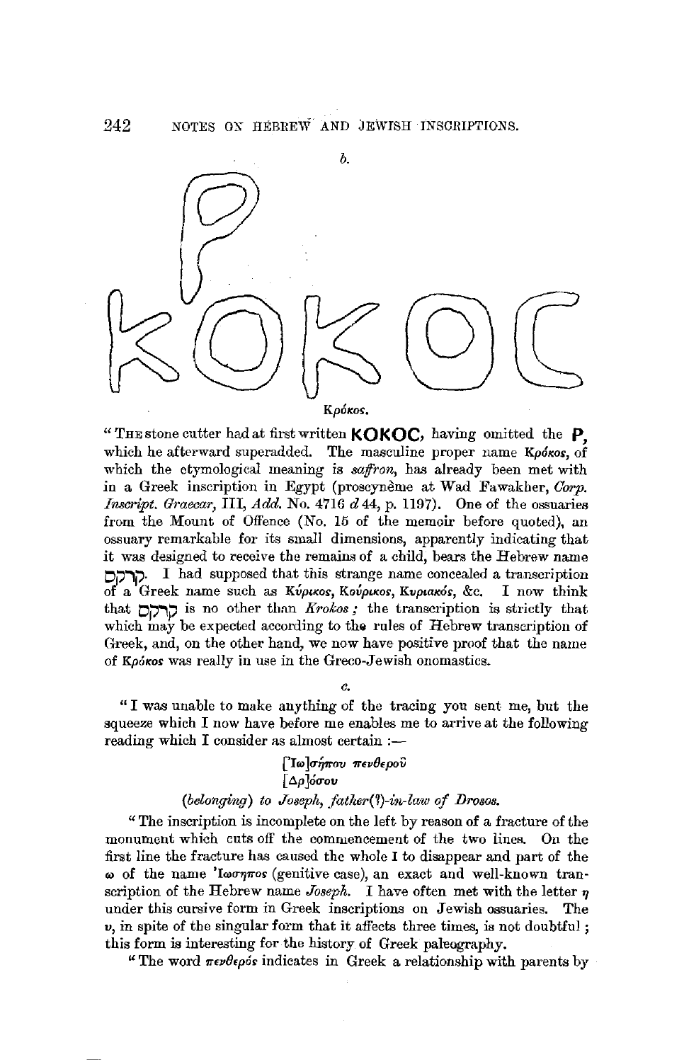*b.*

KOKOC (with P superadded)

Κρόκος.

"THE stone cutter had at first written **KOKOC**, having omitted the **P**, which he afterward superadded. The masculine proper name Κρόκος, of which the etymological meaning is *saffron*, has already been met with in a Greek inscription in Egypt (proscynème at Wad Fawakher, *Corp. Inscript. Graecar*, III, *Add.* No. 4716 *d* 44, p. 1197). One of the ossuaries from the Mount of Offence (No. 15 of the memoir before quoted), an ossuary remarkable for its small dimensions, apparently indicating that it was designed to receive the remains of a child, bears the Hebrew name קרקס. I had supposed that this strange name concealed a transcription of a Greek name such as Κύρικος, Κούρικος, Κυριακός, &c. I now think that קרקס is no other than *Krokos;* the transcription is strictly that which may be expected according to the rules of Hebrew transcription of Greek, and, on the other hand, we now have positive proof that the name of Κρόκος was really in use in the Greco-Jewish onomastics.

*c.*

"I was unable to make anything of the tracing you sent me, but the squeeze which I now have before me enables me to arrive at the following reading which I consider as almost certain :—

[Ἰω]σήπου πενθεροῦ
[Δρ]όσου

(*belonging*) *to Joseph, father(?)-in-law of Drosos.*

"The inscription is incomplete on the left by reason of a fracture of the monument which cuts off the commencement of the two lines. On the first line the fracture has caused the whole Ι to disappear and part of the ω of the name Ἰωσηπος (genitive case), an exact and well-known transcription of the Hebrew name *Joseph.* I have often met with the letter η under this cursive form in Greek inscriptions on Jewish ossuaries. The υ, in spite of the singular form that it affects three times, is not doubtful; this form is interesting for the history of Greek paleography.

"The word πενθερός indicates in Greek a relationship with parents by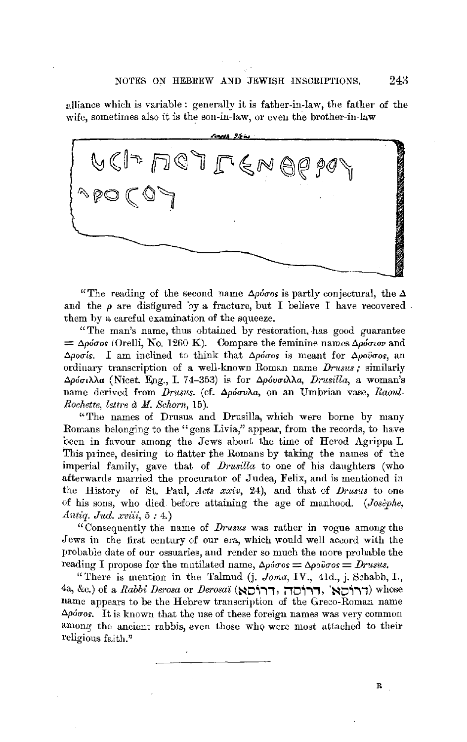alliance which is variable: generally it is father-in-law, the father of the wife, sometimes also it is the son-in-law, or even the brother-in-law

"The reading of the second name Δρόσος is partly conjectural, the Δ and the ρ are disfigured by a fracture, but I believe I have recovered them by a careful examination of the squeeze.

"The man's name, thus obtained by restoration, has good guarantee = Δρόσος (Orelli, No. 1260 K). Compare the feminine names Δρόσιον and Δροσίς. I am inclined to think that Δρόσος is meant for Δροῦσος, an ordinary transcription of a well-known Roman name *Drusus;* similarly Δρόσιλλα (Nicet. Eng., I. 74–353) is for Δρόυσιλλα, *Drusilla*, a woman's name derived from *Drusus.* (cf. Δρόσυλα, on an Umbrian vase, *Raoul-Rochette, lettre à M. Schorn*, 15).

"The names of Drusus and Drusilla, which were borne by many Romans belonging to the "gens Livia," appear, from the records, to have been in favour among the Jews about the time of Herod Agrippa I. This prince, desiring to flatter the Romans by taking the names of the imperial family, gave that of *Drusilla* to one of his daughters (who afterwards married the procurator of Judea, Felix, and is mentioned in the History of St. Paul, *Acts xxiv*, 24), and that of *Drusus* to one of his sons, who died before attaining the age of manhood. (*Josèphe, Antiq. Jud. xviii*, 5 : 4.)

"Consequently the name of *Drusus* was rather in vogue among the Jews in the first century of our era, which would well accord with the probable date of our ossuaries, and render so much the more probable the reading I propose for the mutilated name, Δρόσος = Δροῦσος = *Drusus.*

"There is mention in the Talmud (j. *Joma*, IV., 41d., j. Schabb, I., 4a, &c.) of a *Rabbi Derosa* or *Derosaï* (דרוסא, דרוסה, דרוסאי) whose name appears to be the Hebrew transcription of the Greco-Roman name Δρόσος. It is known that the use of these foreign names was very common among the ancient rabbis, even those who were most attached to their religious faith."